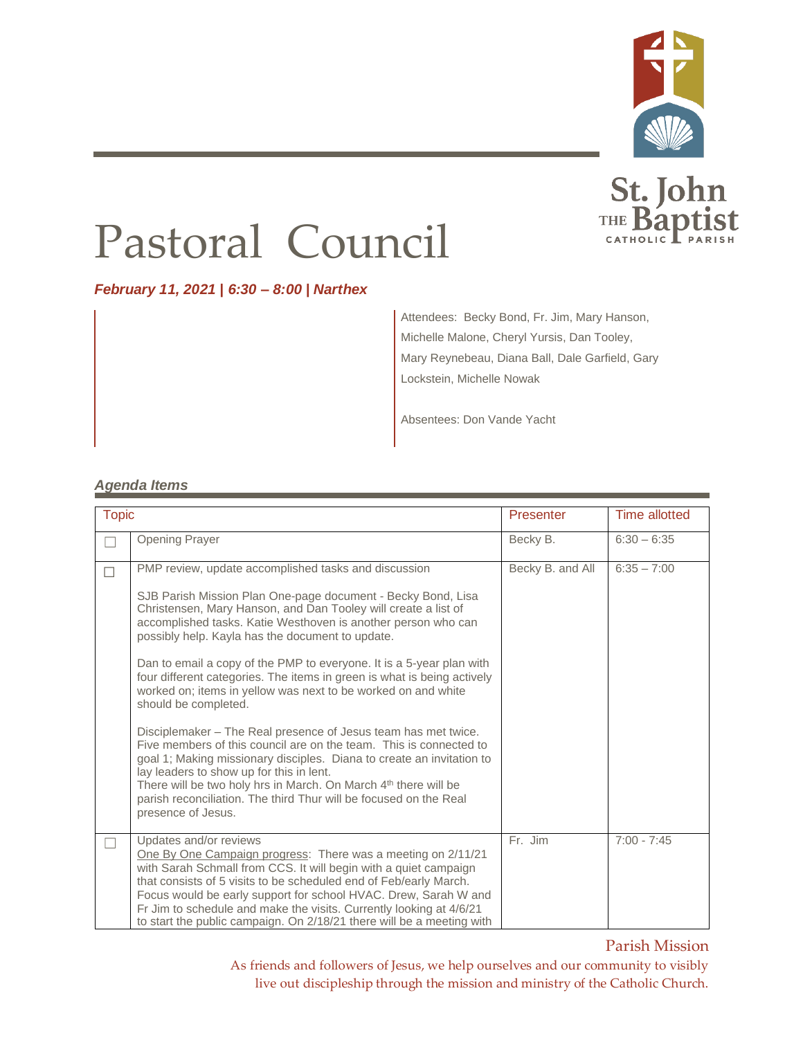St. John THE Baptist CATHOLIC PARISH

# Pastoral Council

***February 11, 2021 | 6:30 – 8:00 | Narthex***

Attendees: Becky Bond, Fr. Jim, Mary Hanson, Michelle Malone, Cheryl Yursis, Dan Tooley, Mary Reynebeau, Diana Ball, Dale Garfield, Gary Lockstein, Michelle Nowak

Absentees: Don Vande Yacht

## *Agenda Items*

| | Topic | Presenter | Time allotted |
|---|---|---|---|
| ☐ | Opening Prayer | Becky B. | 6:30 – 6:35 |
| ☐ | PMP review, update accomplished tasks and discussion<br><br>SJB Parish Mission Plan One-page document - Becky Bond, Lisa Christensen, Mary Hanson, and Dan Tooley will create a list of accomplished tasks. Katie Westhoven is another person who can possibly help. Kayla has the document to update.<br><br>Dan to email a copy of the PMP to everyone. It is a 5-year plan with four different categories. The items in green is what is being actively worked on; items in yellow was next to be worked on and white should be completed.<br><br>Disciplemaker – The Real presence of Jesus team has met twice. Five members of this council are on the team. This is connected to goal 1; Making missionary disciples. Diana to create an invitation to lay leaders to show up for this in lent.<br>There will be two holy hrs in March. On March 4th there will be parish reconciliation. The third Thur will be focused on the Real presence of Jesus. | Becky B. and All | 6:35 – 7:00 |
| ☐ | Updates and/or reviews<br>One By One Campaign progress: There was a meeting on 2/11/21 with Sarah Schmall from CCS. It will begin with a quiet campaign that consists of 5 visits to be scheduled end of Feb/early March. Focus would be early support for school HVAC. Drew, Sarah W and Fr Jim to schedule and make the visits. Currently looking at 4/6/21 to start the public campaign. On 2/18/21 there will be a meeting with | Fr. Jim | 7:00 - 7:45 |

Parish Mission

As friends and followers of Jesus, we help ourselves and our community to visibly live out discipleship through the mission and ministry of the Catholic Church.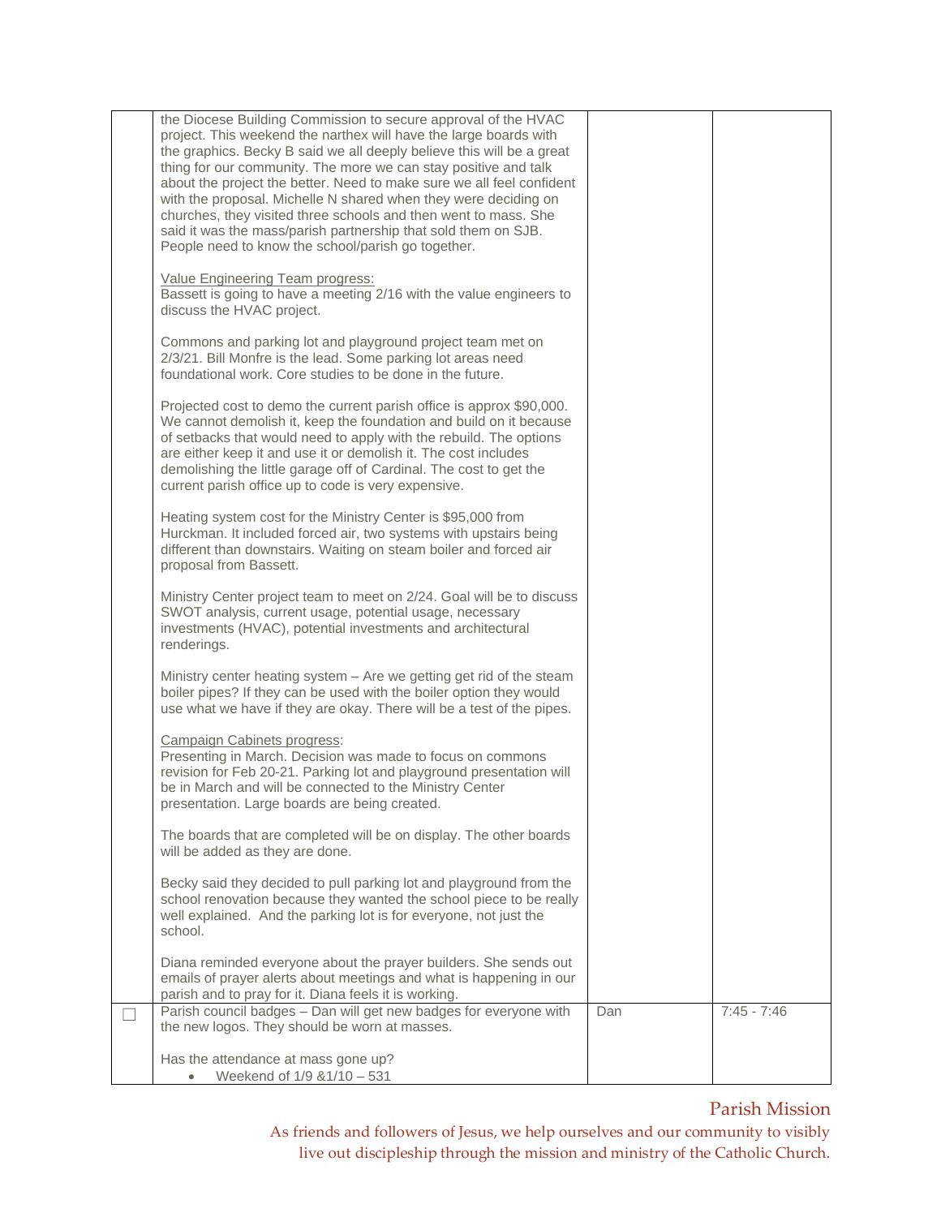| | | | |
|---|---|---|---|
| | the Diocese Building Commission to secure approval of the HVAC project. This weekend the narthex will have the large boards with the graphics. Becky B said we all deeply believe this will be a great thing for our community. The more we can stay positive and talk about the project the better. Need to make sure we all feel confident with the proposal. Michelle N shared when they were deciding on churches, they visited three schools and then went to mass. She said it was the mass/parish partnership that sold them on SJB. People need to know the school/parish go together.<br><br>Value Engineering Team progress:<br>Bassett is going to have a meeting 2/16 with the value engineers to discuss the HVAC project.<br><br>Commons and parking lot and playground project team met on 2/3/21. Bill Monfre is the lead. Some parking lot areas need foundational work. Core studies to be done in the future.<br><br>Projected cost to demo the current parish office is approx $90,000. We cannot demolish it, keep the foundation and build on it because of setbacks that would need to apply with the rebuild. The options are either keep it and use it or demolish it. The cost includes demolishing the little garage off of Cardinal. The cost to get the current parish office up to code is very expensive.<br><br>Heating system cost for the Ministry Center is $95,000 from Hurckman. It included forced air, two systems with upstairs being different than downstairs. Waiting on steam boiler and forced air proposal from Bassett.<br><br>Ministry Center project team to meet on 2/24. Goal will be to discuss SWOT analysis, current usage, potential usage, necessary investments (HVAC), potential investments and architectural renderings.<br><br>Ministry center heating system – Are we getting get rid of the steam boiler pipes? If they can be used with the boiler option they would use what we have if they are okay. There will be a test of the pipes.<br><br>Campaign Cabinets progress:<br>Presenting in March. Decision was made to focus on commons revision for Feb 20-21. Parking lot and playground presentation will be in March and will be connected to the Ministry Center presentation. Large boards are being created.<br><br>The boards that are completed will be on display. The other boards will be added as they are done.<br><br>Becky said they decided to pull parking lot and playground from the school renovation because they wanted the school piece to be really well explained. And the parking lot is for everyone, not just the school.<br><br>Diana reminded everyone about the prayer builders. She sends out emails of prayer alerts about meetings and what is happening in our parish and to pray for it. Diana feels it is working. | | |
| ☐ | Parish council badges – Dan will get new badges for everyone with the new logos. They should be worn at masses.<br><br>Has the attendance at mass gone up?<br>• Weekend of 1/9 &1/10 – 531 | Dan | 7:45 - 7:46 |

Parish Mission

As friends and followers of Jesus, we help ourselves and our community to visibly live out discipleship through the mission and ministry of the Catholic Church.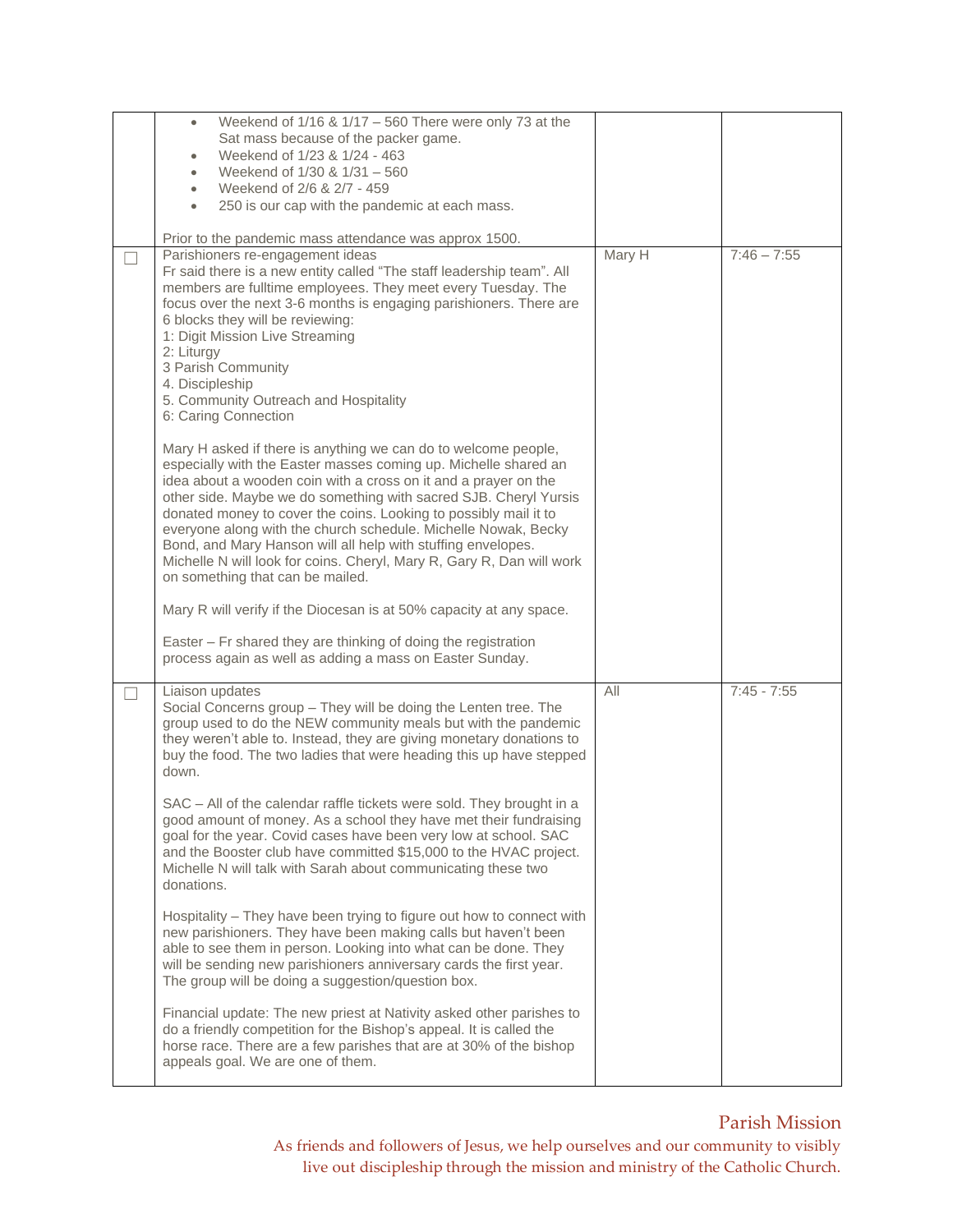| | | | |
|---|---|---|---|
| | <ul><li>Weekend of 1/16 & 1/17 – 560 There were only 73 at the Sat mass because of the packer game.</li><li>Weekend of 1/23 & 1/24 - 463</li><li>Weekend of 1/30 & 1/31 – 560</li><li>Weekend of 2/6 & 2/7 - 459</li><li>250 is our cap with the pandemic at each mass.</li></ul><br>Prior to the pandemic mass attendance was approx 1500. | | |
| ☐ | Parishioners re-engagement ideas<br>Fr said there is a new entity called "The staff leadership team". All members are fulltime employees. They meet every Tuesday. The focus over the next 3-6 months is engaging parishioners. There are 6 blocks they will be reviewing:<br>1: Digit Mission Live Streaming<br>2: Liturgy<br>3 Parish Community<br>4. Discipleship<br>5. Community Outreach and Hospitality<br>6: Caring Connection<br><br>Mary H asked if there is anything we can do to welcome people, especially with the Easter masses coming up. Michelle shared an idea about a wooden coin with a cross on it and a prayer on the other side. Maybe we do something with sacred SJB. Cheryl Yursis donated money to cover the coins. Looking to possibly mail it to everyone along with the church schedule. Michelle Nowak, Becky Bond, and Mary Hanson will all help with stuffing envelopes. Michelle N will look for coins. Cheryl, Mary R, Gary R, Dan will work on something that can be mailed.<br><br>Mary R will verify if the Diocesan is at 50% capacity at any space.<br><br>Easter – Fr shared they are thinking of doing the registration process again as well as adding a mass on Easter Sunday. | Mary H | 7:46 – 7:55 |
| ☐ | Liaison updates<br>Social Concerns group – They will be doing the Lenten tree. The group used to do the NEW community meals but with the pandemic they weren't able to. Instead, they are giving monetary donations to buy the food. The two ladies that were heading this up have stepped down.<br><br>SAC – All of the calendar raffle tickets were sold. They brought in a good amount of money. As a school they have met their fundraising goal for the year. Covid cases have been very low at school. SAC and the Booster club have committed $15,000 to the HVAC project. Michelle N will talk with Sarah about communicating these two donations.<br><br>Hospitality – They have been trying to figure out how to connect with new parishioners. They have been making calls but haven't been able to see them in person. Looking into what can be done. They will be sending new parishioners anniversary cards the first year. The group will be doing a suggestion/question box.<br><br>Financial update: The new priest at Nativity asked other parishes to do a friendly competition for the Bishop's appeal. It is called the horse race. There are a few parishes that are at 30% of the bishop appeals goal. We are one of them. | All | 7:45 - 7:55 |

Parish Mission

As friends and followers of Jesus, we help ourselves and our community to visibly live out discipleship through the mission and ministry of the Catholic Church.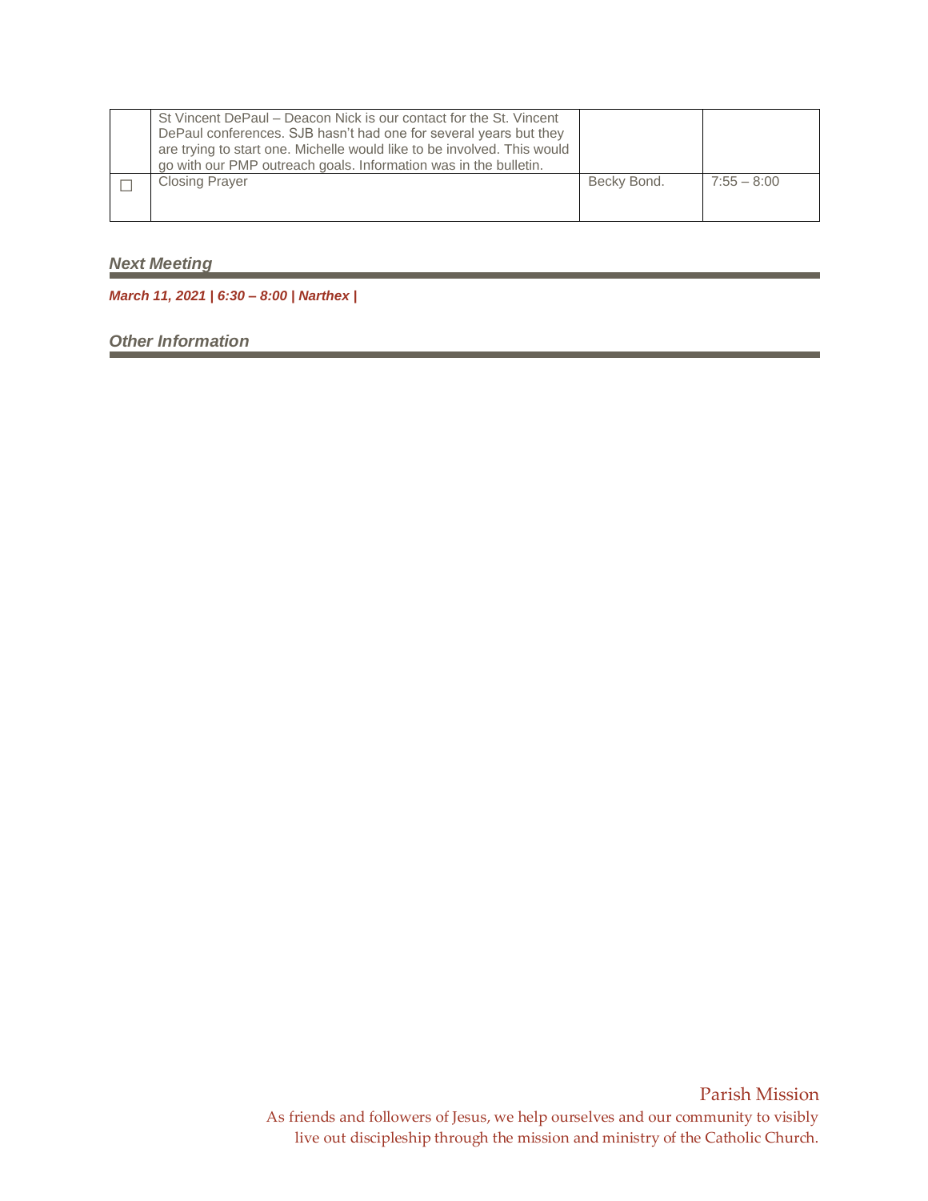| | | | |
|---|---|---|---|
| | St Vincent DePaul – Deacon Nick is our contact for the St. Vincent DePaul conferences. SJB hasn't had one for several years but they are trying to start one. Michelle would like to be involved. This would go with our PMP outreach goals. Information was in the bulletin. | | |
| ☐ | Closing Prayer | Becky Bond. | 7:55 – 8:00 |

## *Next Meeting*

***March 11, 2021 | 6:30 – 8:00 | Narthex |***

## *Other Information*

Parish Mission

As friends and followers of Jesus, we help ourselves and our community to visibly live out discipleship through the mission and ministry of the Catholic Church.